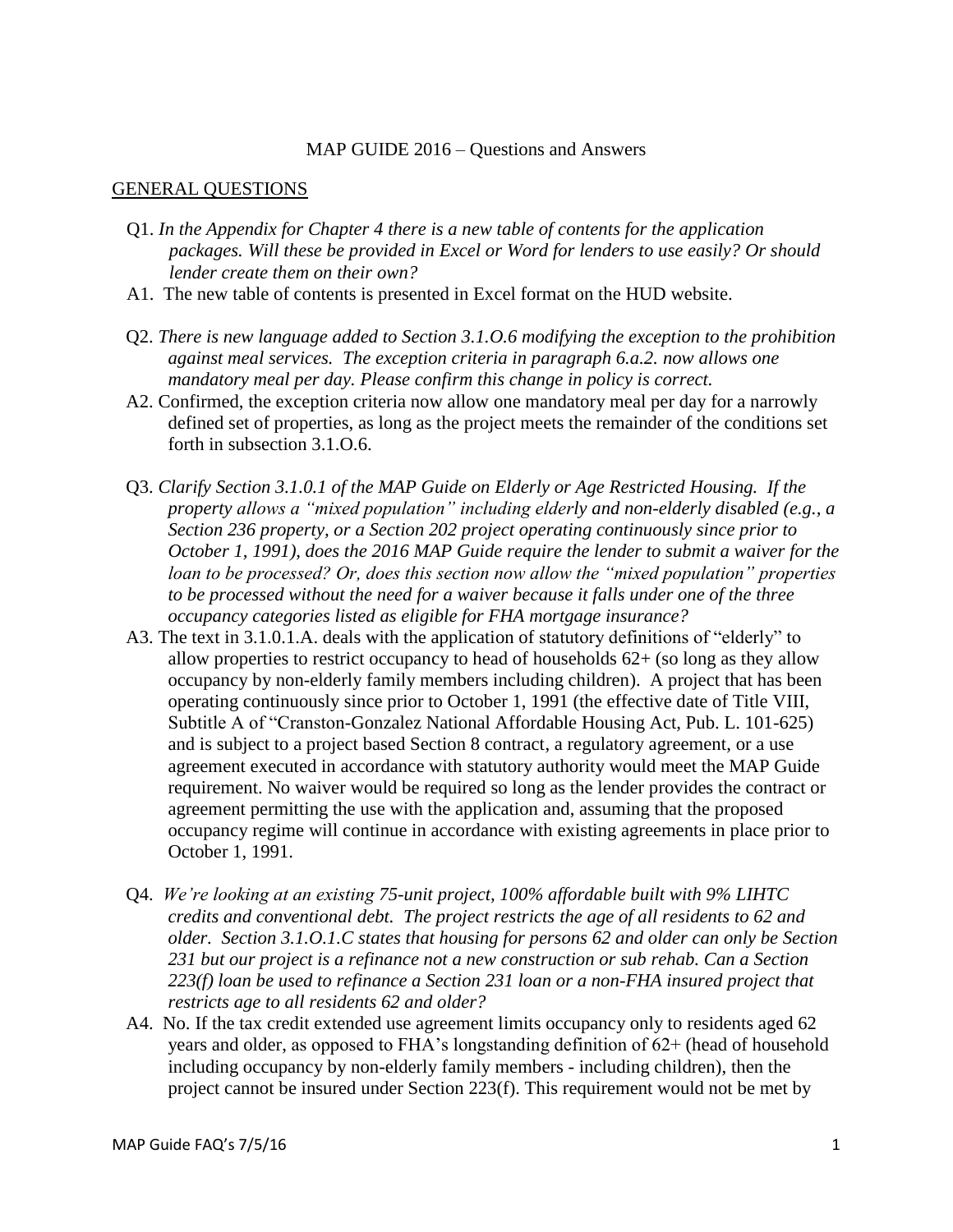MAP GUIDE 2016 – Questions and Answers

GENERAL QUESTIONS

Q1. *In the Appendix for Chapter 4 there is a new table of contents for the application packages. Will these be provided in Excel or Word for lenders to use easily? Or should lender create them on their own?*

A1. The new table of contents is presented in Excel format on the HUD website.

Q2. *There is new language added to Section 3.1.O.6 modifying the exception to the prohibition against meal services. The exception criteria in paragraph 6.a.2. now allows one mandatory meal per day. Please confirm this change in policy is correct.*

A2. Confirmed, the exception criteria now allow one mandatory meal per day for a narrowly defined set of properties, as long as the project meets the remainder of the conditions set forth in subsection 3.1.O.6.

Q3. *Clarify Section 3.1.0.1 of the MAP Guide on Elderly or Age Restricted Housing. If the property allows a "mixed population" including elderly and non-elderly disabled (e.g., a Section 236 property, or a Section 202 project operating continuously since prior to October 1, 1991), does the 2016 MAP Guide require the lender to submit a waiver for the loan to be processed? Or, does this section now allow the "mixed population" properties to be processed without the need for a waiver because it falls under one of the three occupancy categories listed as eligible for FHA mortgage insurance?*

A3. The text in 3.1.0.1.A. deals with the application of statutory definitions of "elderly" to allow properties to restrict occupancy to head of households 62+ (so long as they allow occupancy by non-elderly family members including children). A project that has been operating continuously since prior to October 1, 1991 (the effective date of Title VIII, Subtitle A of "Cranston-Gonzalez National Affordable Housing Act, Pub. L. 101-625) and is subject to a project based Section 8 contract, a regulatory agreement, or a use agreement executed in accordance with statutory authority would meet the MAP Guide requirement. No waiver would be required so long as the lender provides the contract or agreement permitting the use with the application and, assuming that the proposed occupancy regime will continue in accordance with existing agreements in place prior to October 1, 1991.

Q4. *We're looking at an existing 75-unit project, 100% affordable built with 9% LIHTC credits and conventional debt. The project restricts the age of all residents to 62 and older. Section 3.1.O.1.C states that housing for persons 62 and older can only be Section 231 but our project is a refinance not a new construction or sub rehab. Can a Section 223(f) loan be used to refinance a Section 231 loan or a non-FHA insured project that restricts age to all residents 62 and older?*

A4. No. If the tax credit extended use agreement limits occupancy only to residents aged 62 years and older, as opposed to FHA's longstanding definition of 62+ (head of household including occupancy by non-elderly family members - including children), then the project cannot be insured under Section 223(f). This requirement would not be met by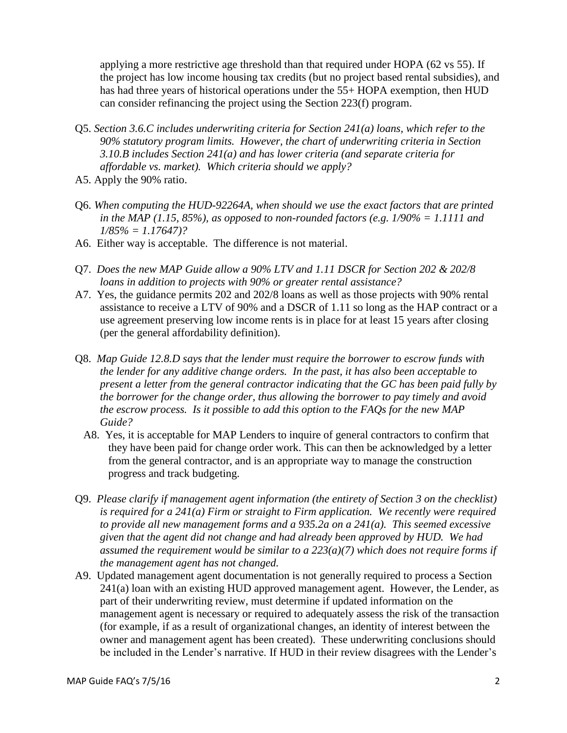applying a more restrictive age threshold than that required under HOPA (62 vs 55). If the project has low income housing tax credits (but no project based rental subsidies), and has had three years of historical operations under the 55+ HOPA exemption, then HUD can consider refinancing the project using the Section 223(f) program.

Q5. *Section 3.6.C includes underwriting criteria for Section 241(a) loans, which refer to the 90% statutory program limits. However, the chart of underwriting criteria in Section 3.10.B includes Section 241(a) and has lower criteria (and separate criteria for affordable vs. market). Which criteria should we apply?*

A5. Apply the 90% ratio.

Q6. *When computing the HUD-92264A, when should we use the exact factors that are printed in the MAP (1.15, 85%), as opposed to non-rounded factors (e.g. 1/90% = 1.1111 and 1/85% = 1.17647)?*

A6. Either way is acceptable. The difference is not material.

Q7. *Does the new MAP Guide allow a 90% LTV and 1.11 DSCR for Section 202 & 202/8 loans in addition to projects with 90% or greater rental assistance?*

A7. Yes, the guidance permits 202 and 202/8 loans as well as those projects with 90% rental assistance to receive a LTV of 90% and a DSCR of 1.11 so long as the HAP contract or a use agreement preserving low income rents is in place for at least 15 years after closing (per the general affordability definition).

Q8. *Map Guide 12.8.D says that the lender must require the borrower to escrow funds with the lender for any additive change orders. In the past, it has also been acceptable to present a letter from the general contractor indicating that the GC has been paid fully by the borrower for the change order, thus allowing the borrower to pay timely and avoid the escrow process. Is it possible to add this option to the FAQs for the new MAP Guide?*

A8. Yes, it is acceptable for MAP Lenders to inquire of general contractors to confirm that they have been paid for change order work. This can then be acknowledged by a letter from the general contractor, and is an appropriate way to manage the construction progress and track budgeting.

Q9. *Please clarify if management agent information (the entirety of Section 3 on the checklist) is required for a 241(a) Firm or straight to Firm application. We recently were required to provide all new management forms and a 935.2a on a 241(a). This seemed excessive given that the agent did not change and had already been approved by HUD. We had assumed the requirement would be similar to a 223(a)(7) which does not require forms if the management agent has not changed.*

A9. Updated management agent documentation is not generally required to process a Section 241(a) loan with an existing HUD approved management agent. However, the Lender, as part of their underwriting review, must determine if updated information on the management agent is necessary or required to adequately assess the risk of the transaction (for example, if as a result of organizational changes, an identity of interest between the owner and management agent has been created). These underwriting conclusions should be included in the Lender's narrative. If HUD in their review disagrees with the Lender's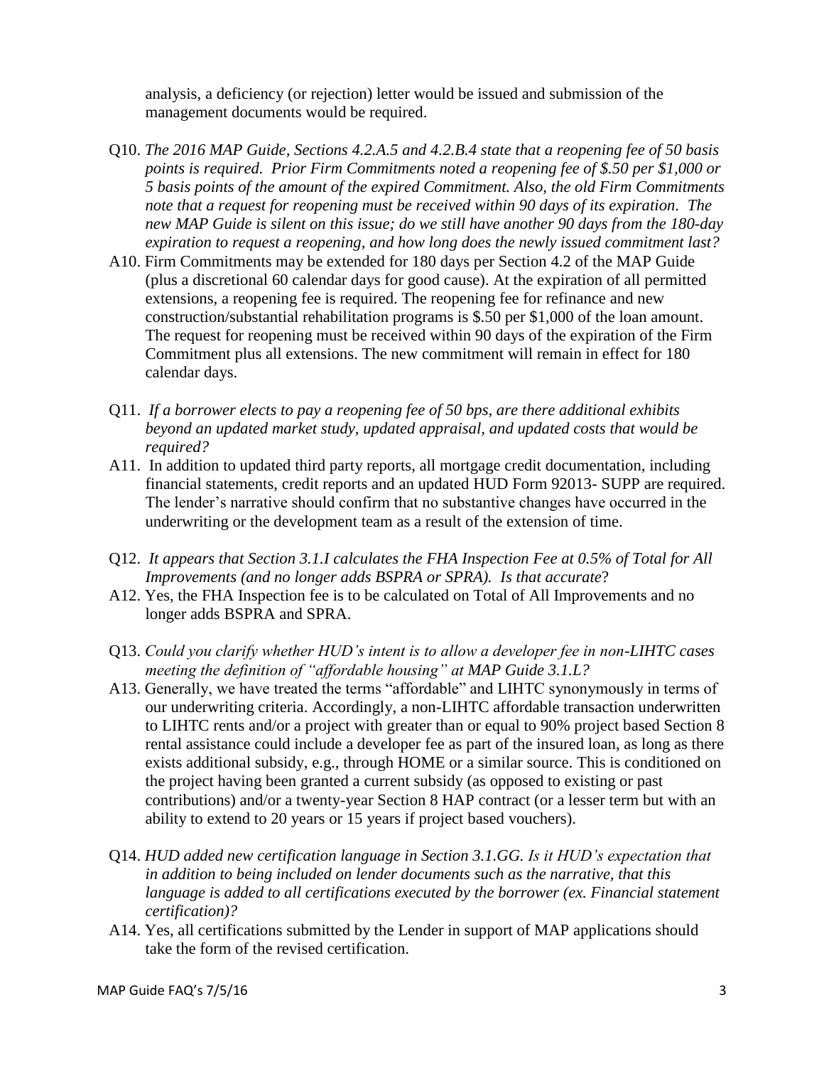analysis, a deficiency (or rejection) letter would be issued and submission of the management documents would be required.

Q10. *The 2016 MAP Guide, Sections 4.2.A.5 and 4.2.B.4 state that a reopening fee of 50 basis points is required. Prior Firm Commitments noted a reopening fee of $.50 per $1,000 or 5 basis points of the amount of the expired Commitment. Also, the old Firm Commitments note that a request for reopening must be received within 90 days of its expiration. The new MAP Guide is silent on this issue; do we still have another 90 days from the 180-day expiration to request a reopening, and how long does the newly issued commitment last?*

A10. Firm Commitments may be extended for 180 days per Section 4.2 of the MAP Guide (plus a discretional 60 calendar days for good cause). At the expiration of all permitted extensions, a reopening fee is required. The reopening fee for refinance and new construction/substantial rehabilitation programs is $.50 per $1,000 of the loan amount. The request for reopening must be received within 90 days of the expiration of the Firm Commitment plus all extensions. The new commitment will remain in effect for 180 calendar days.

Q11. *If a borrower elects to pay a reopening fee of 50 bps, are there additional exhibits beyond an updated market study, updated appraisal, and updated costs that would be required?*

A11. In addition to updated third party reports, all mortgage credit documentation, including financial statements, credit reports and an updated HUD Form 92013- SUPP are required. The lender's narrative should confirm that no substantive changes have occurred in the underwriting or the development team as a result of the extension of time.

Q12. *It appears that Section 3.1.I calculates the FHA Inspection Fee at 0.5% of Total for All Improvements (and no longer adds BSPRA or SPRA). Is that accurate*?

A12. Yes, the FHA Inspection fee is to be calculated on Total of All Improvements and no longer adds BSPRA and SPRA.

Q13. *Could you clarify whether HUD's intent is to allow a developer fee in non-LIHTC cases meeting the definition of "affordable housing" at MAP Guide 3.1.L?*

A13. Generally, we have treated the terms "affordable" and LIHTC synonymously in terms of our underwriting criteria. Accordingly, a non-LIHTC affordable transaction underwritten to LIHTC rents and/or a project with greater than or equal to 90% project based Section 8 rental assistance could include a developer fee as part of the insured loan, as long as there exists additional subsidy, e.g., through HOME or a similar source. This is conditioned on the project having been granted a current subsidy (as opposed to existing or past contributions) and/or a twenty-year Section 8 HAP contract (or a lesser term but with an ability to extend to 20 years or 15 years if project based vouchers).

Q14. *HUD added new certification language in Section 3.1.GG. Is it HUD's expectation that in addition to being included on lender documents such as the narrative, that this language is added to all certifications executed by the borrower (ex. Financial statement certification)?*

A14. Yes, all certifications submitted by the Lender in support of MAP applications should take the form of the revised certification.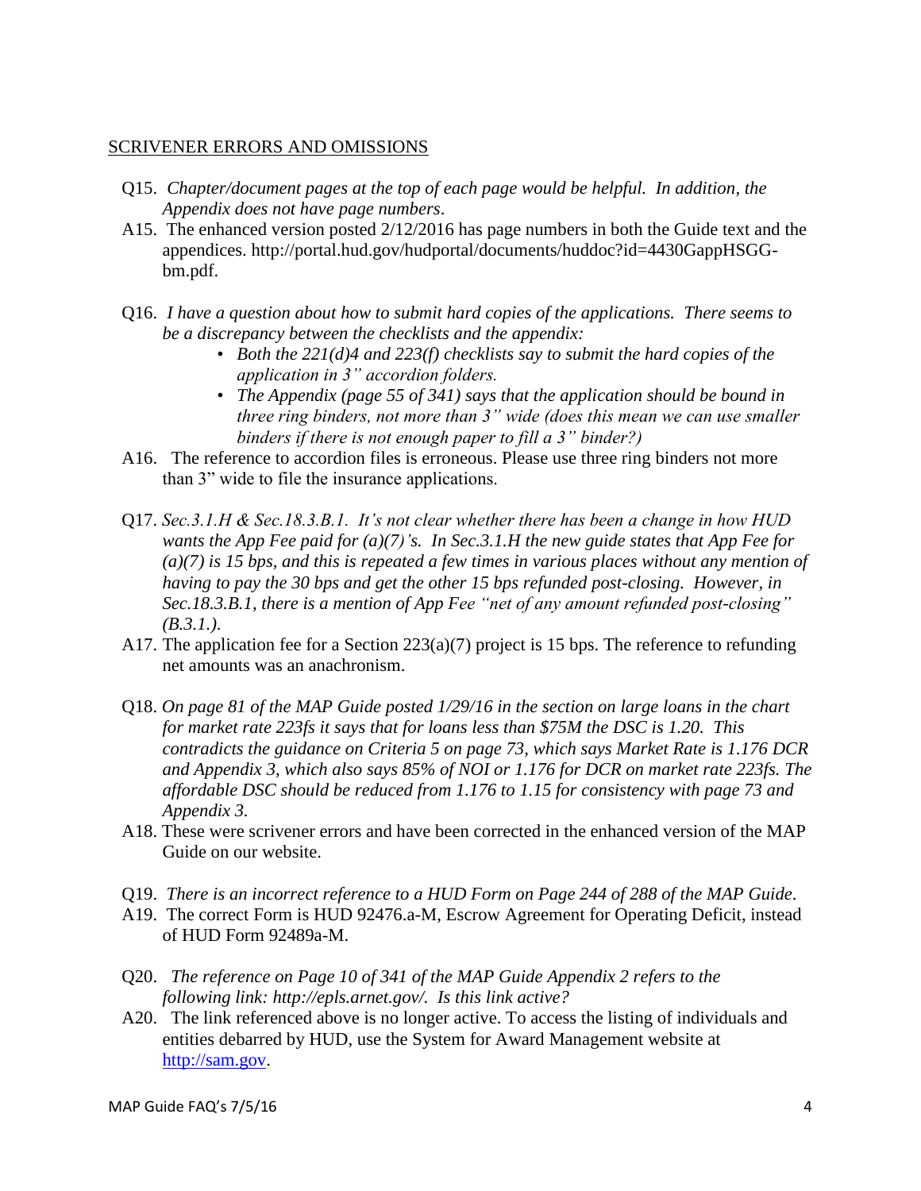## SCRIVENER ERRORS AND OMISSIONS

Q15. *Chapter/document pages at the top of each page would be helpful. In addition, the Appendix does not have page numbers*.

A15. The enhanced version posted 2/12/2016 has page numbers in both the Guide text and the appendices. http://portal.hud.gov/hudportal/documents/huddoc?id=4430GappHSGG-bm.pdf.

Q16. *I have a question about how to submit hard copies of the applications. There seems to be a discrepancy between the checklists and the appendix:*

- *Both the 221(d)4 and 223(f) checklists say to submit the hard copies of the application in 3" accordion folders.*
- *The Appendix (page 55 of 341) says that the application should be bound in three ring binders, not more than 3" wide (does this mean we can use smaller binders if there is not enough paper to fill a 3" binder?)*

A16. The reference to accordion files is erroneous. Please use three ring binders not more than 3" wide to file the insurance applications.

Q17. *Sec.3.1.H & Sec.18.3.B.1. It's not clear whether there has been a change in how HUD wants the App Fee paid for (a)(7)'s. In Sec.3.1.H the new guide states that App Fee for (a)(7) is 15 bps, and this is repeated a few times in various places without any mention of having to pay the 30 bps and get the other 15 bps refunded post-closing. However, in Sec.18.3.B.1, there is a mention of App Fee "net of any amount refunded post-closing" (B.3.1.).*

A17. The application fee for a Section 223(a)(7) project is 15 bps. The reference to refunding net amounts was an anachronism.

Q18. *On page 81 of the MAP Guide posted 1/29/16 in the section on large loans in the chart for market rate 223fs it says that for loans less than $75M the DSC is 1.20. This contradicts the guidance on Criteria 5 on page 73, which says Market Rate is 1.176 DCR and Appendix 3, which also says 85% of NOI or 1.176 for DCR on market rate 223fs. The affordable DSC should be reduced from 1.176 to 1.15 for consistency with page 73 and Appendix 3.*

A18. These were scrivener errors and have been corrected in the enhanced version of the MAP Guide on our website.

Q19. *There is an incorrect reference to a HUD Form on Page 244 of 288 of the MAP Guide*.

A19. The correct Form is HUD 92476.a-M, Escrow Agreement for Operating Deficit, instead of HUD Form 92489a-M.

Q20. *The reference on Page 10 of 341 of the MAP Guide Appendix 2 refers to the following link: http://epls.arnet.gov/. Is this link active?*

A20. The link referenced above is no longer active. To access the listing of individuals and entities debarred by HUD, use the System for Award Management website at http://sam.gov.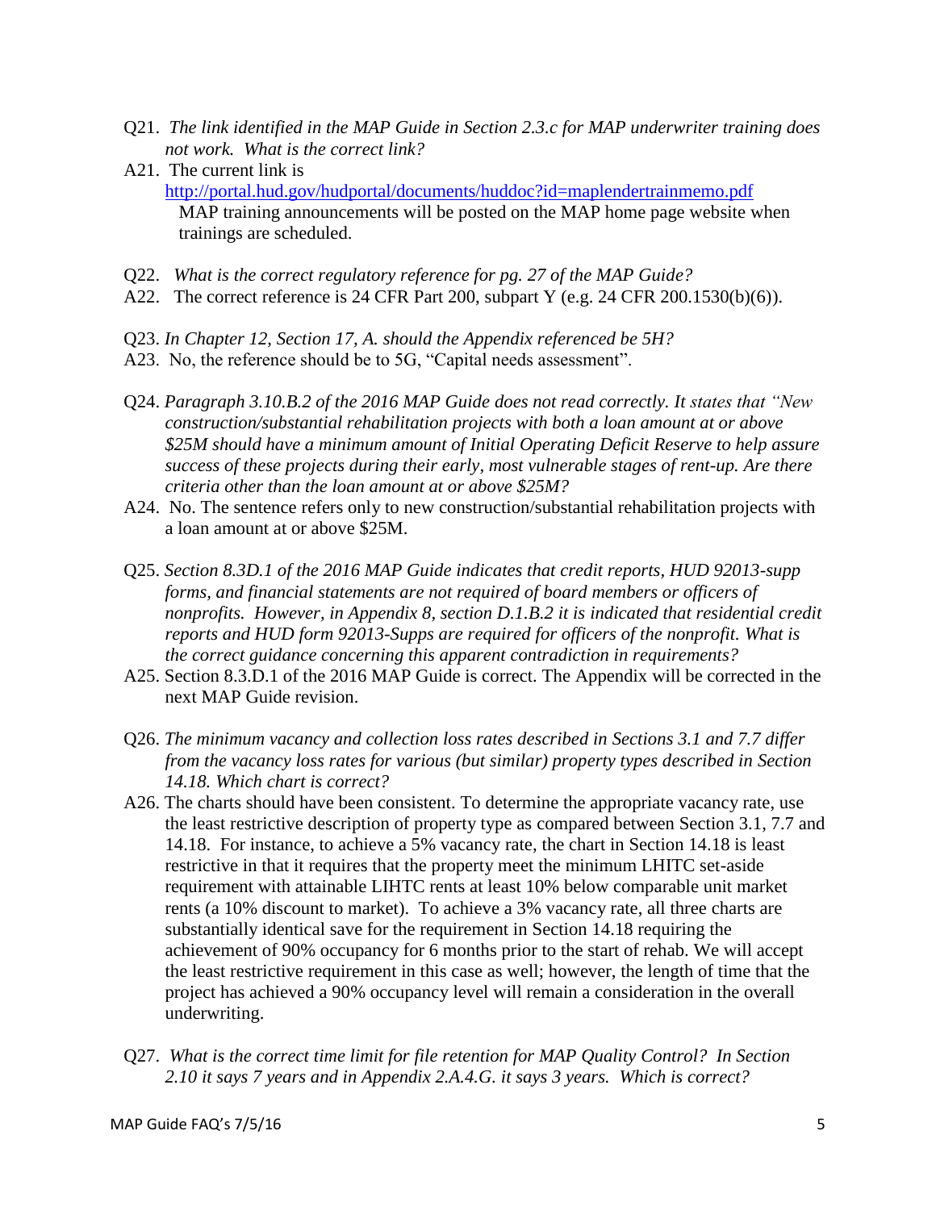Q21. *The link identified in the MAP Guide in Section 2.3.c for MAP underwriter training does not work. What is the correct link?*

A21. The current link is http://portal.hud.gov/hudportal/documents/huddoc?id=maplendertrainmemo.pdf MAP training announcements will be posted on the MAP home page website when trainings are scheduled.

Q22. *What is the correct regulatory reference for pg. 27 of the MAP Guide?*

A22. The correct reference is 24 CFR Part 200, subpart Y (e.g. 24 CFR 200.1530(b)(6)).

Q23. *In Chapter 12, Section 17, A. should the Appendix referenced be 5H?*

A23. No, the reference should be to 5G, "Capital needs assessment".

Q24. *Paragraph 3.10.B.2 of the 2016 MAP Guide does not read correctly. It states that "New construction/substantial rehabilitation projects with both a loan amount at or above \$25M should have a minimum amount of Initial Operating Deficit Reserve to help assure success of these projects during their early, most vulnerable stages of rent-up. Are there criteria other than the loan amount at or above \$25M?*

A24. No. The sentence refers only to new construction/substantial rehabilitation projects with a loan amount at or above \$25M.

Q25. *Section 8.3D.1 of the 2016 MAP Guide indicates that credit reports, HUD 92013-supp forms, and financial statements are not required of board members or officers of nonprofits. However, in Appendix 8, section D.1.B.2 it is indicated that residential credit reports and HUD form 92013-Supps are required for officers of the nonprofit. What is the correct guidance concerning this apparent contradiction in requirements?*

A25. Section 8.3.D.1 of the 2016 MAP Guide is correct. The Appendix will be corrected in the next MAP Guide revision.

Q26. *The minimum vacancy and collection loss rates described in Sections 3.1 and 7.7 differ from the vacancy loss rates for various (but similar) property types described in Section 14.18. Which chart is correct?*

A26. The charts should have been consistent. To determine the appropriate vacancy rate, use the least restrictive description of property type as compared between Section 3.1, 7.7 and 14.18. For instance, to achieve a 5% vacancy rate, the chart in Section 14.18 is least restrictive in that it requires that the property meet the minimum LHITC set-aside requirement with attainable LIHTC rents at least 10% below comparable unit market rents (a 10% discount to market). To achieve a 3% vacancy rate, all three charts are substantially identical save for the requirement in Section 14.18 requiring the achievement of 90% occupancy for 6 months prior to the start of rehab. We will accept the least restrictive requirement in this case as well; however, the length of time that the project has achieved a 90% occupancy level will remain a consideration in the overall underwriting.

Q27. *What is the correct time limit for file retention for MAP Quality Control? In Section 2.10 it says 7 years and in Appendix 2.A.4.G. it says 3 years. Which is correct?*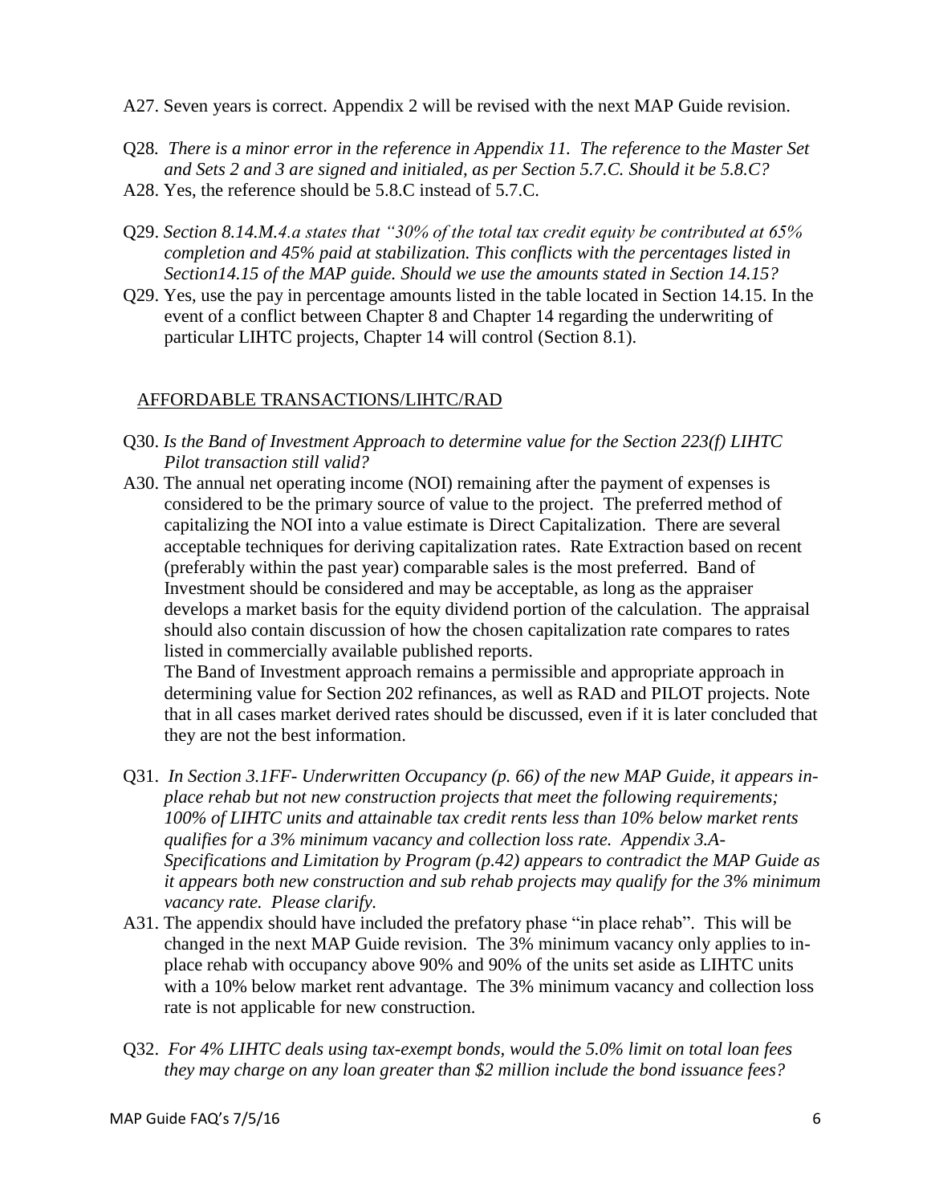A27. Seven years is correct. Appendix 2 will be revised with the next MAP Guide revision.

Q28. *There is a minor error in the reference in Appendix 11. The reference to the Master Set and Sets 2 and 3 are signed and initialed, as per Section 5.7.C. Should it be 5.8.C?*

A28. Yes, the reference should be 5.8.C instead of 5.7.C.

Q29. *Section 8.14.M.4.a states that "30% of the total tax credit equity be contributed at 65% completion and 45% paid at stabilization. This conflicts with the percentages listed in Section14.15 of the MAP guide. Should we use the amounts stated in Section 14.15?*

Q29. Yes, use the pay in percentage amounts listed in the table located in Section 14.15. In the event of a conflict between Chapter 8 and Chapter 14 regarding the underwriting of particular LIHTC projects, Chapter 14 will control (Section 8.1).

## AFFORDABLE TRANSACTIONS/LIHTC/RAD

Q30. *Is the Band of Investment Approach to determine value for the Section 223(f) LIHTC Pilot transaction still valid?*

A30. The annual net operating income (NOI) remaining after the payment of expenses is considered to be the primary source of value to the project. The preferred method of capitalizing the NOI into a value estimate is Direct Capitalization. There are several acceptable techniques for deriving capitalization rates. Rate Extraction based on recent (preferably within the past year) comparable sales is the most preferred. Band of Investment should be considered and may be acceptable, as long as the appraiser develops a market basis for the equity dividend portion of the calculation. The appraisal should also contain discussion of how the chosen capitalization rate compares to rates listed in commercially available published reports.

The Band of Investment approach remains a permissible and appropriate approach in determining value for Section 202 refinances, as well as RAD and PILOT projects. Note that in all cases market derived rates should be discussed, even if it is later concluded that they are not the best information.

Q31. *In Section 3.1FF- Underwritten Occupancy (p. 66) of the new MAP Guide, it appears in-place rehab but not new construction projects that meet the following requirements; 100% of LIHTC units and attainable tax credit rents less than 10% below market rents qualifies for a 3% minimum vacancy and collection loss rate. Appendix 3.A-Specifications and Limitation by Program (p.42) appears to contradict the MAP Guide as it appears both new construction and sub rehab projects may qualify for the 3% minimum vacancy rate. Please clarify.*

A31. The appendix should have included the prefatory phase "in place rehab". This will be changed in the next MAP Guide revision. The 3% minimum vacancy only applies to in-place rehab with occupancy above 90% and 90% of the units set aside as LIHTC units with a 10% below market rent advantage. The 3% minimum vacancy and collection loss rate is not applicable for new construction.

Q32. *For 4% LIHTC deals using tax-exempt bonds, would the 5.0% limit on total loan fees they may charge on any loan greater than $2 million include the bond issuance fees?*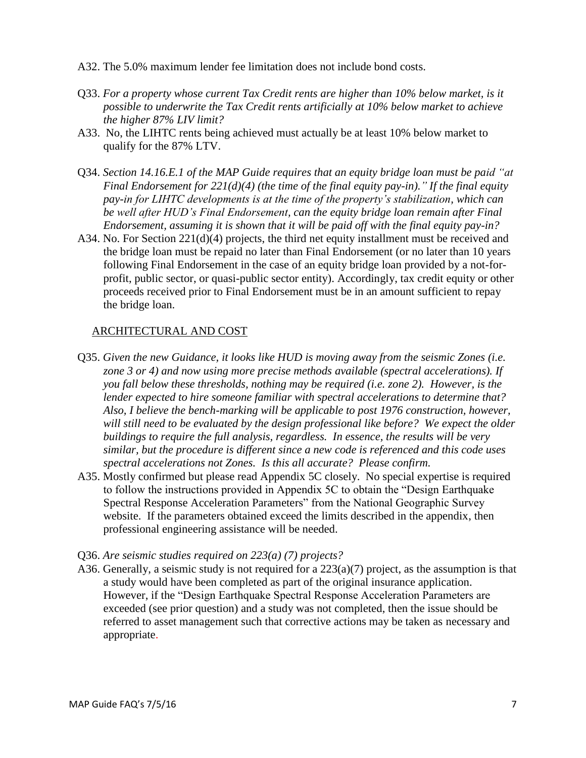A32. The 5.0% maximum lender fee limitation does not include bond costs.

Q33. *For a property whose current Tax Credit rents are higher than 10% below market, is it possible to underwrite the Tax Credit rents artificially at 10% below market to achieve the higher 87% LIV limit?*

A33. No, the LIHTC rents being achieved must actually be at least 10% below market to qualify for the 87% LTV.

Q34. *Section 14.16.E.1 of the MAP Guide requires that an equity bridge loan must be paid "at Final Endorsement for 221(d)(4) (the time of the final equity pay-in)." If the final equity pay-in for LIHTC developments is at the time of the property's stabilization, which can be well after HUD's Final Endorsement, can the equity bridge loan remain after Final Endorsement, assuming it is shown that it will be paid off with the final equity pay-in?*

A34. No. For Section 221(d)(4) projects, the third net equity installment must be received and the bridge loan must be repaid no later than Final Endorsement (or no later than 10 years following Final Endorsement in the case of an equity bridge loan provided by a not-for-profit, public sector, or quasi-public sector entity). Accordingly, tax credit equity or other proceeds received prior to Final Endorsement must be in an amount sufficient to repay the bridge loan.

## ARCHITECTURAL AND COST

Q35. *Given the new Guidance, it looks like HUD is moving away from the seismic Zones (i.e. zone 3 or 4) and now using more precise methods available (spectral accelerations). If you fall below these thresholds, nothing may be required (i.e. zone 2). However, is the lender expected to hire someone familiar with spectral accelerations to determine that? Also, I believe the bench-marking will be applicable to post 1976 construction, however, will still need to be evaluated by the design professional like before? We expect the older buildings to require the full analysis, regardless. In essence, the results will be very similar, but the procedure is different since a new code is referenced and this code uses spectral accelerations not Zones. Is this all accurate? Please confirm.*

A35. Mostly confirmed but please read Appendix 5C closely. No special expertise is required to follow the instructions provided in Appendix 5C to obtain the "Design Earthquake Spectral Response Acceleration Parameters" from the National Geographic Survey website. If the parameters obtained exceed the limits described in the appendix, then professional engineering assistance will be needed.

Q36. *Are seismic studies required on 223(a) (7) projects?*

A36. Generally, a seismic study is not required for a 223(a)(7) project, as the assumption is that a study would have been completed as part of the original insurance application. However, if the "Design Earthquake Spectral Response Acceleration Parameters are exceeded (see prior question) and a study was not completed, then the issue should be referred to asset management such that corrective actions may be taken as necessary and appropriate.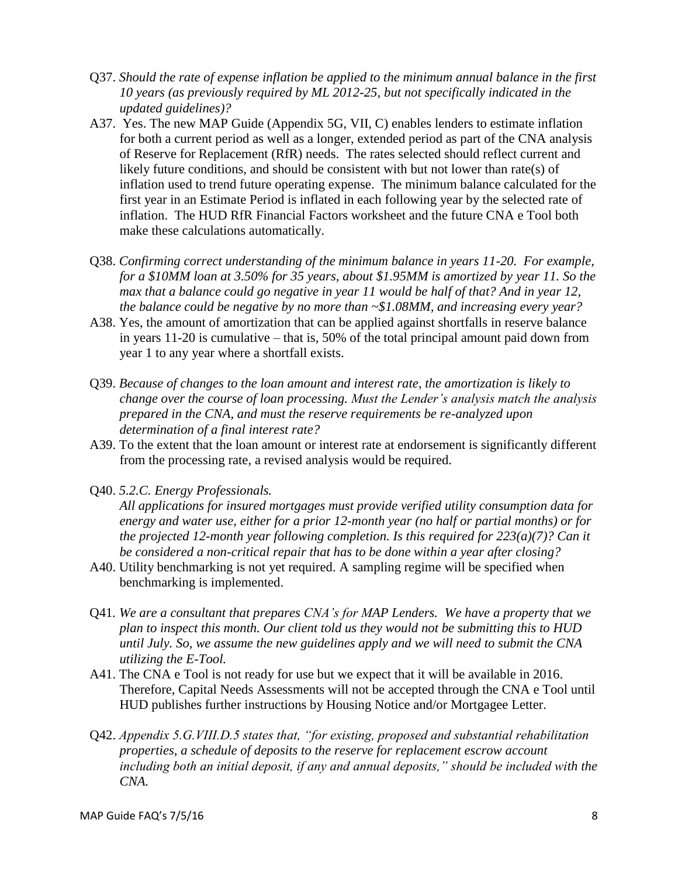Q37. *Should the rate of expense inflation be applied to the minimum annual balance in the first 10 years (as previously required by ML 2012-25, but not specifically indicated in the updated guidelines)?*

A37. Yes. The new MAP Guide (Appendix 5G, VII, C) enables lenders to estimate inflation for both a current period as well as a longer, extended period as part of the CNA analysis of Reserve for Replacement (RfR) needs. The rates selected should reflect current and likely future conditions, and should be consistent with but not lower than rate(s) of inflation used to trend future operating expense. The minimum balance calculated for the first year in an Estimate Period is inflated in each following year by the selected rate of inflation. The HUD RfR Financial Factors worksheet and the future CNA e Tool both make these calculations automatically.

Q38. *Confirming correct understanding of the minimum balance in years 11-20. For example, for a $10MM loan at 3.50% for 35 years, about $1.95MM is amortized by year 11. So the max that a balance could go negative in year 11 would be half of that? And in year 12, the balance could be negative by no more than ~$1.08MM, and increasing every year?*

A38. Yes, the amount of amortization that can be applied against shortfalls in reserve balance in years 11-20 is cumulative – that is, 50% of the total principal amount paid down from year 1 to any year where a shortfall exists.

Q39. *Because of changes to the loan amount and interest rate, the amortization is likely to change over the course of loan processing. Must the Lender's analysis match the analysis prepared in the CNA, and must the reserve requirements be re-analyzed upon determination of a final interest rate?*

A39. To the extent that the loan amount or interest rate at endorsement is significantly different from the processing rate, a revised analysis would be required.

Q40. *5.2.C. Energy Professionals.*
*All applications for insured mortgages must provide verified utility consumption data for energy and water use, either for a prior 12-month year (no half or partial months) or for the projected 12-month year following completion. Is this required for 223(a)(7)? Can it be considered a non-critical repair that has to be done within a year after closing?*

A40. Utility benchmarking is not yet required. A sampling regime will be specified when benchmarking is implemented.

Q41. *We are a consultant that prepares CNA's for MAP Lenders. We have a property that we plan to inspect this month. Our client told us they would not be submitting this to HUD until July. So, we assume the new guidelines apply and we will need to submit the CNA utilizing the E-Tool.*

A41. The CNA e Tool is not ready for use but we expect that it will be available in 2016. Therefore, Capital Needs Assessments will not be accepted through the CNA e Tool until HUD publishes further instructions by Housing Notice and/or Mortgagee Letter.

Q42. *Appendix 5.G.VIII.D.5 states that, "for existing, proposed and substantial rehabilitation properties, a schedule of deposits to the reserve for replacement escrow account including both an initial deposit, if any and annual deposits," should be included with the CNA.*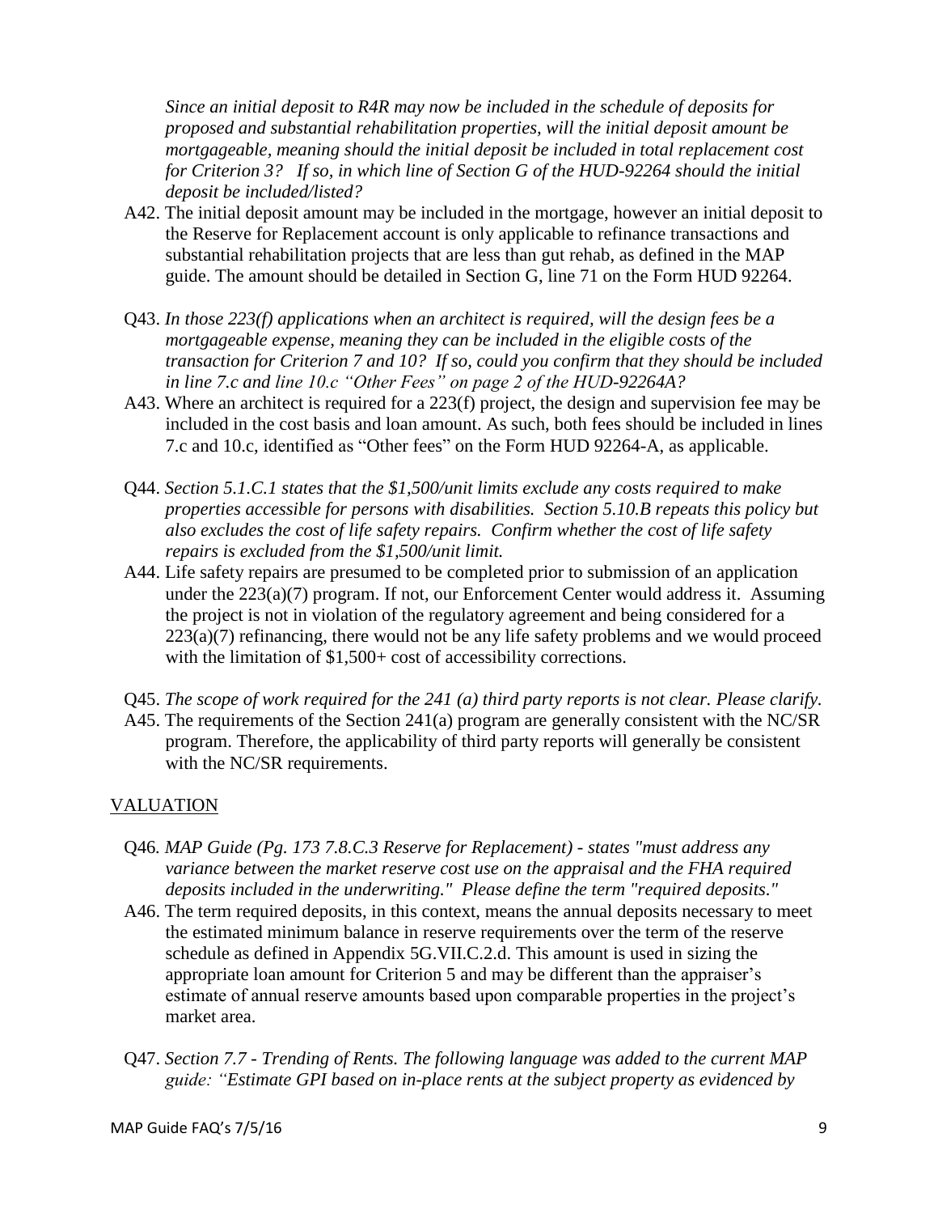*Since an initial deposit to R4R may now be included in the schedule of deposits for proposed and substantial rehabilitation properties, will the initial deposit amount be mortgageable, meaning should the initial deposit be included in total replacement cost for Criterion 3? If so, in which line of Section G of the HUD-92264 should the initial deposit be included/listed?*

A42. The initial deposit amount may be included in the mortgage, however an initial deposit to the Reserve for Replacement account is only applicable to refinance transactions and substantial rehabilitation projects that are less than gut rehab, as defined in the MAP guide. The amount should be detailed in Section G, line 71 on the Form HUD 92264.

Q43. *In those 223(f) applications when an architect is required, will the design fees be a mortgageable expense, meaning they can be included in the eligible costs of the transaction for Criterion 7 and 10? If so, could you confirm that they should be included in line 7.c and line 10.c "Other Fees" on page 2 of the HUD-92264A?*

A43. Where an architect is required for a 223(f) project, the design and supervision fee may be included in the cost basis and loan amount. As such, both fees should be included in lines 7.c and 10.c, identified as "Other fees" on the Form HUD 92264-A, as applicable.

Q44. *Section 5.1.C.1 states that the $1,500/unit limits exclude any costs required to make properties accessible for persons with disabilities. Section 5.10.B repeats this policy but also excludes the cost of life safety repairs. Confirm whether the cost of life safety repairs is excluded from the $1,500/unit limit.*

A44. Life safety repairs are presumed to be completed prior to submission of an application under the 223(a)(7) program. If not, our Enforcement Center would address it. Assuming the project is not in violation of the regulatory agreement and being considered for a 223(a)(7) refinancing, there would not be any life safety problems and we would proceed with the limitation of $1,500+ cost of accessibility corrections.

Q45. *The scope of work required for the 241 (a) third party reports is not clear. Please clarify.*

A45. The requirements of the Section 241(a) program are generally consistent with the NC/SR program. Therefore, the applicability of third party reports will generally be consistent with the NC/SR requirements.

## VALUATION

Q46. *MAP Guide (Pg. 173 7.8.C.3 Reserve for Replacement) - states "must address any variance between the market reserve cost use on the appraisal and the FHA required deposits included in the underwriting." Please define the term "required deposits."*

A46. The term required deposits, in this context, means the annual deposits necessary to meet the estimated minimum balance in reserve requirements over the term of the reserve schedule as defined in Appendix 5G.VII.C.2.d. This amount is used in sizing the appropriate loan amount for Criterion 5 and may be different than the appraiser's estimate of annual reserve amounts based upon comparable properties in the project's market area.

Q47. *Section 7.7 - Trending of Rents. The following language was added to the current MAP guide: "Estimate GPI based on in-place rents at the subject property as evidenced by*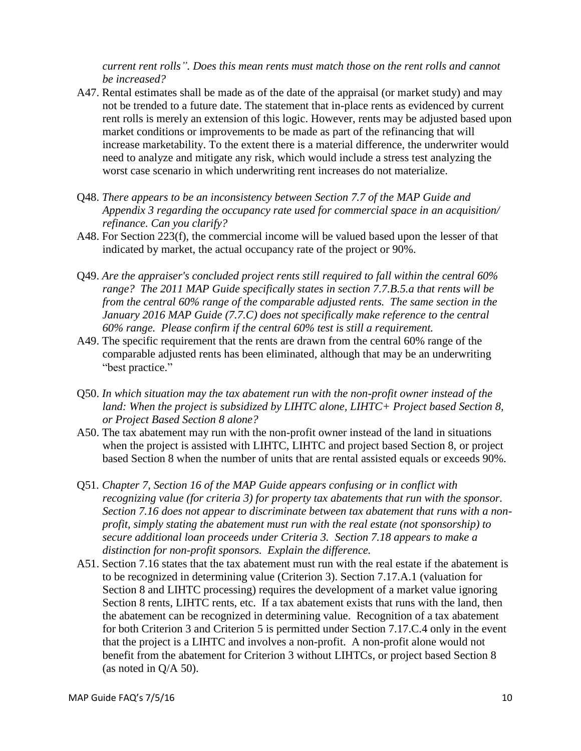*current rent rolls". Does this mean rents must match those on the rent rolls and cannot be increased?*

A47. Rental estimates shall be made as of the date of the appraisal (or market study) and may not be trended to a future date. The statement that in-place rents as evidenced by current rent rolls is merely an extension of this logic. However, rents may be adjusted based upon market conditions or improvements to be made as part of the refinancing that will increase marketability. To the extent there is a material difference, the underwriter would need to analyze and mitigate any risk, which would include a stress test analyzing the worst case scenario in which underwriting rent increases do not materialize.

Q48. *There appears to be an inconsistency between Section 7.7 of the MAP Guide and Appendix 3 regarding the occupancy rate used for commercial space in an acquisition/ refinance. Can you clarify?*

A48. For Section 223(f), the commercial income will be valued based upon the lesser of that indicated by market, the actual occupancy rate of the project or 90%.

Q49. *Are the appraiser's concluded project rents still required to fall within the central 60% range? The 2011 MAP Guide specifically states in section 7.7.B.5.a that rents will be from the central 60% range of the comparable adjusted rents. The same section in the January 2016 MAP Guide (7.7.C) does not specifically make reference to the central 60% range. Please confirm if the central 60% test is still a requirement.*

A49. The specific requirement that the rents are drawn from the central 60% range of the comparable adjusted rents has been eliminated, although that may be an underwriting "best practice."

Q50. *In which situation may the tax abatement run with the non-profit owner instead of the land: When the project is subsidized by LIHTC alone, LIHTC+ Project based Section 8, or Project Based Section 8 alone?*

A50. The tax abatement may run with the non-profit owner instead of the land in situations when the project is assisted with LIHTC, LIHTC and project based Section 8, or project based Section 8 when the number of units that are rental assisted equals or exceeds 90%.

Q51. *Chapter 7, Section 16 of the MAP Guide appears confusing or in conflict with recognizing value (for criteria 3) for property tax abatements that run with the sponsor. Section 7.16 does not appear to discriminate between tax abatement that runs with a non-profit, simply stating the abatement must run with the real estate (not sponsorship) to secure additional loan proceeds under Criteria 3. Section 7.18 appears to make a distinction for non-profit sponsors. Explain the difference.*

A51. Section 7.16 states that the tax abatement must run with the real estate if the abatement is to be recognized in determining value (Criterion 3). Section 7.17.A.1 (valuation for Section 8 and LIHTC processing) requires the development of a market value ignoring Section 8 rents, LIHTC rents, etc. If a tax abatement exists that runs with the land, then the abatement can be recognized in determining value. Recognition of a tax abatement for both Criterion 3 and Criterion 5 is permitted under Section 7.17.C.4 only in the event that the project is a LIHTC and involves a non-profit. A non-profit alone would not benefit from the abatement for Criterion 3 without LIHTCs, or project based Section 8 (as noted in Q/A 50).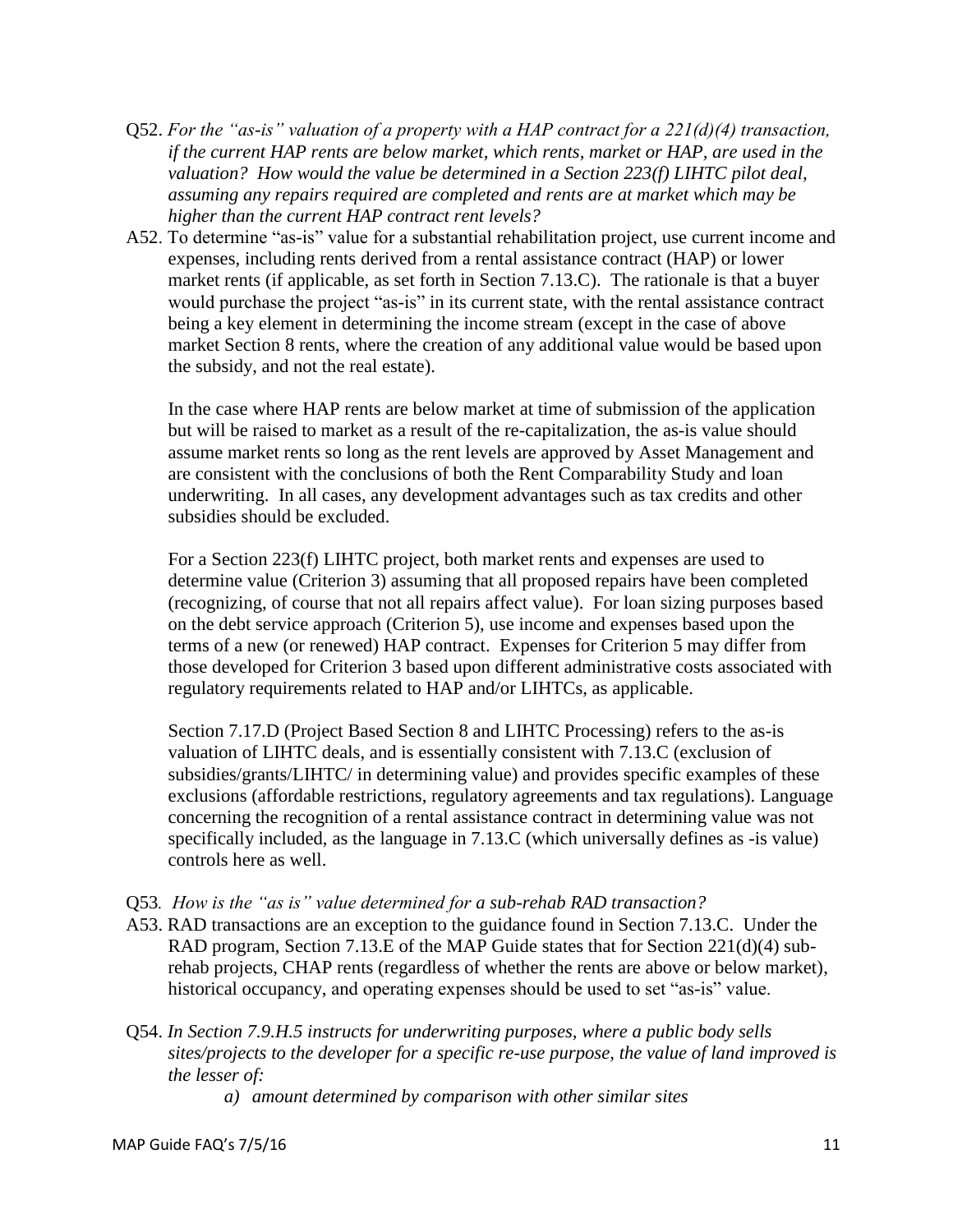Q52. *For the "as-is" valuation of a property with a HAP contract for a 221(d)(4) transaction, if the current HAP rents are below market, which rents, market or HAP, are used in the valuation? How would the value be determined in a Section 223(f) LIHTC pilot deal, assuming any repairs required are completed and rents are at market which may be higher than the current HAP contract rent levels?*

A52. To determine "as-is" value for a substantial rehabilitation project, use current income and expenses, including rents derived from a rental assistance contract (HAP) or lower market rents (if applicable, as set forth in Section 7.13.C). The rationale is that a buyer would purchase the project "as-is" in its current state, with the rental assistance contract being a key element in determining the income stream (except in the case of above market Section 8 rents, where the creation of any additional value would be based upon the subsidy, and not the real estate).

In the case where HAP rents are below market at time of submission of the application but will be raised to market as a result of the re-capitalization, the as-is value should assume market rents so long as the rent levels are approved by Asset Management and are consistent with the conclusions of both the Rent Comparability Study and loan underwriting. In all cases, any development advantages such as tax credits and other subsidies should be excluded.

For a Section 223(f) LIHTC project, both market rents and expenses are used to determine value (Criterion 3) assuming that all proposed repairs have been completed (recognizing, of course that not all repairs affect value). For loan sizing purposes based on the debt service approach (Criterion 5), use income and expenses based upon the terms of a new (or renewed) HAP contract. Expenses for Criterion 5 may differ from those developed for Criterion 3 based upon different administrative costs associated with regulatory requirements related to HAP and/or LIHTCs, as applicable.

Section 7.17.D (Project Based Section 8 and LIHTC Processing) refers to the as-is valuation of LIHTC deals, and is essentially consistent with 7.13.C (exclusion of subsidies/grants/LIHTC/ in determining value) and provides specific examples of these exclusions (affordable restrictions, regulatory agreements and tax regulations). Language concerning the recognition of a rental assistance contract in determining value was not specifically included, as the language in 7.13.C (which universally defines as -is value) controls here as well.

Q53. *How is the "as is" value determined for a sub-rehab RAD transaction?*

A53. RAD transactions are an exception to the guidance found in Section 7.13.C. Under the RAD program, Section 7.13.E of the MAP Guide states that for Section 221(d)(4) sub-rehab projects, CHAP rents (regardless of whether the rents are above or below market), historical occupancy, and operating expenses should be used to set "as-is" value.

Q54. *In Section 7.9.H.5 instructs for underwriting purposes, where a public body sells sites/projects to the developer for a specific re-use purpose, the value of land improved is the lesser of:*

*a) amount determined by comparison with other similar sites*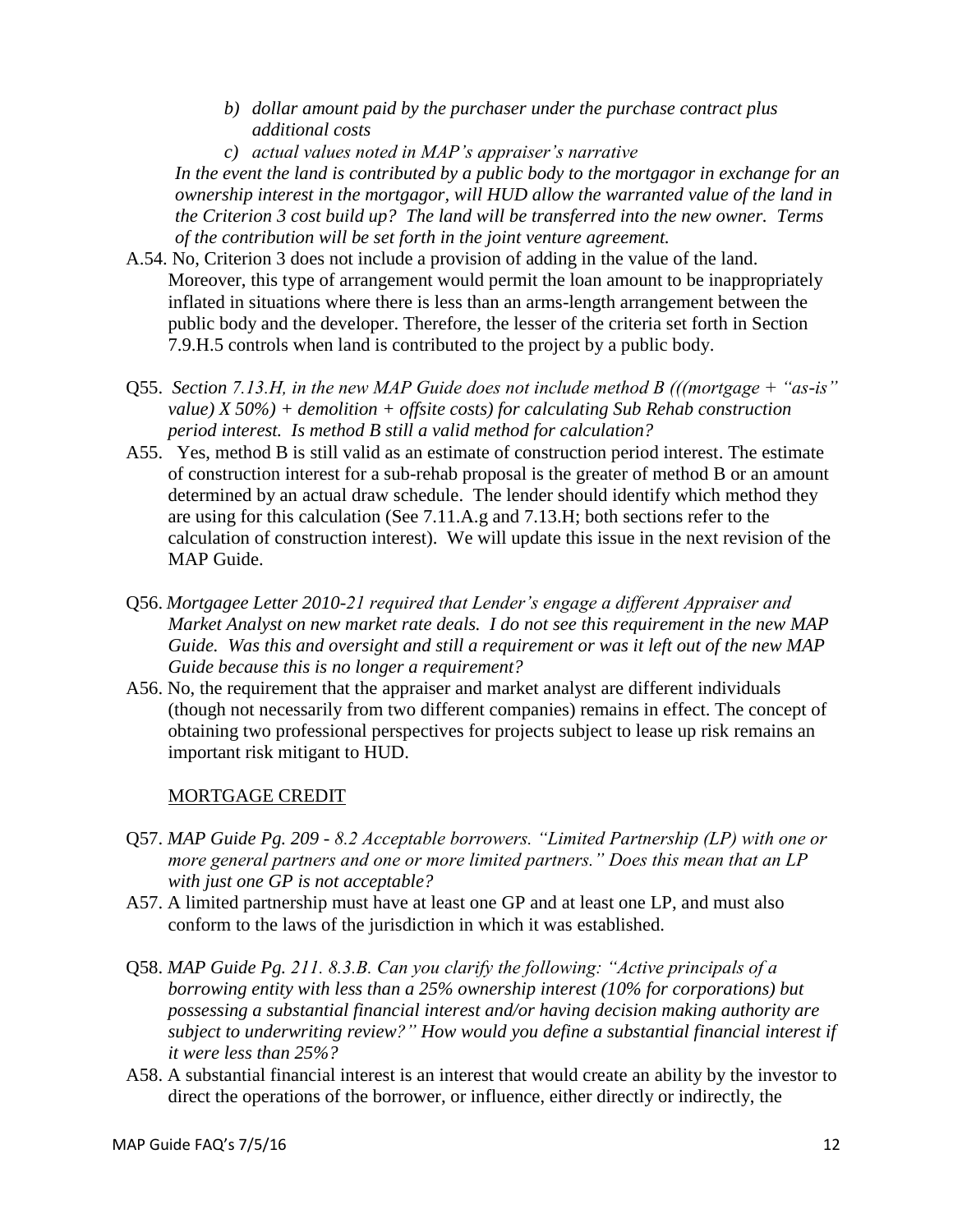*b) dollar amount paid by the purchaser under the purchase contract plus additional costs*

*c) actual values noted in MAP's appraiser's narrative*

*In the event the land is contributed by a public body to the mortgagor in exchange for an ownership interest in the mortgagor, will HUD allow the warranted value of the land in the Criterion 3 cost build up? The land will be transferred into the new owner. Terms of the contribution will be set forth in the joint venture agreement.*

A.54. No, Criterion 3 does not include a provision of adding in the value of the land. Moreover, this type of arrangement would permit the loan amount to be inappropriately inflated in situations where there is less than an arms-length arrangement between the public body and the developer. Therefore, the lesser of the criteria set forth in Section 7.9.H.5 controls when land is contributed to the project by a public body.

Q55. *Section 7.13.H, in the new MAP Guide does not include method B (((mortgage + "as-is" value) X 50%) + demolition + offsite costs) for calculating Sub Rehab construction period interest. Is method B still a valid method for calculation?*

A55. Yes, method B is still valid as an estimate of construction period interest. The estimate of construction interest for a sub-rehab proposal is the greater of method B or an amount determined by an actual draw schedule. The lender should identify which method they are using for this calculation (See 7.11.A.g and 7.13.H; both sections refer to the calculation of construction interest). We will update this issue in the next revision of the MAP Guide.

Q56. *Mortgagee Letter 2010-21 required that Lender's engage a different Appraiser and Market Analyst on new market rate deals. I do not see this requirement in the new MAP Guide. Was this and oversight and still a requirement or was it left out of the new MAP Guide because this is no longer a requirement?*

A56. No, the requirement that the appraiser and market analyst are different individuals (though not necessarily from two different companies) remains in effect. The concept of obtaining two professional perspectives for projects subject to lease up risk remains an important risk mitigant to HUD.

## MORTGAGE CREDIT

Q57. *MAP Guide Pg. 209 - 8.2 Acceptable borrowers. "Limited Partnership (LP) with one or more general partners and one or more limited partners." Does this mean that an LP with just one GP is not acceptable?*

A57. A limited partnership must have at least one GP and at least one LP, and must also conform to the laws of the jurisdiction in which it was established.

Q58. *MAP Guide Pg. 211. 8.3.B. Can you clarify the following: "Active principals of a borrowing entity with less than a 25% ownership interest (10% for corporations) but possessing a substantial financial interest and/or having decision making authority are subject to underwriting review?" How would you define a substantial financial interest if it were less than 25%?*

A58. A substantial financial interest is an interest that would create an ability by the investor to direct the operations of the borrower, or influence, either directly or indirectly, the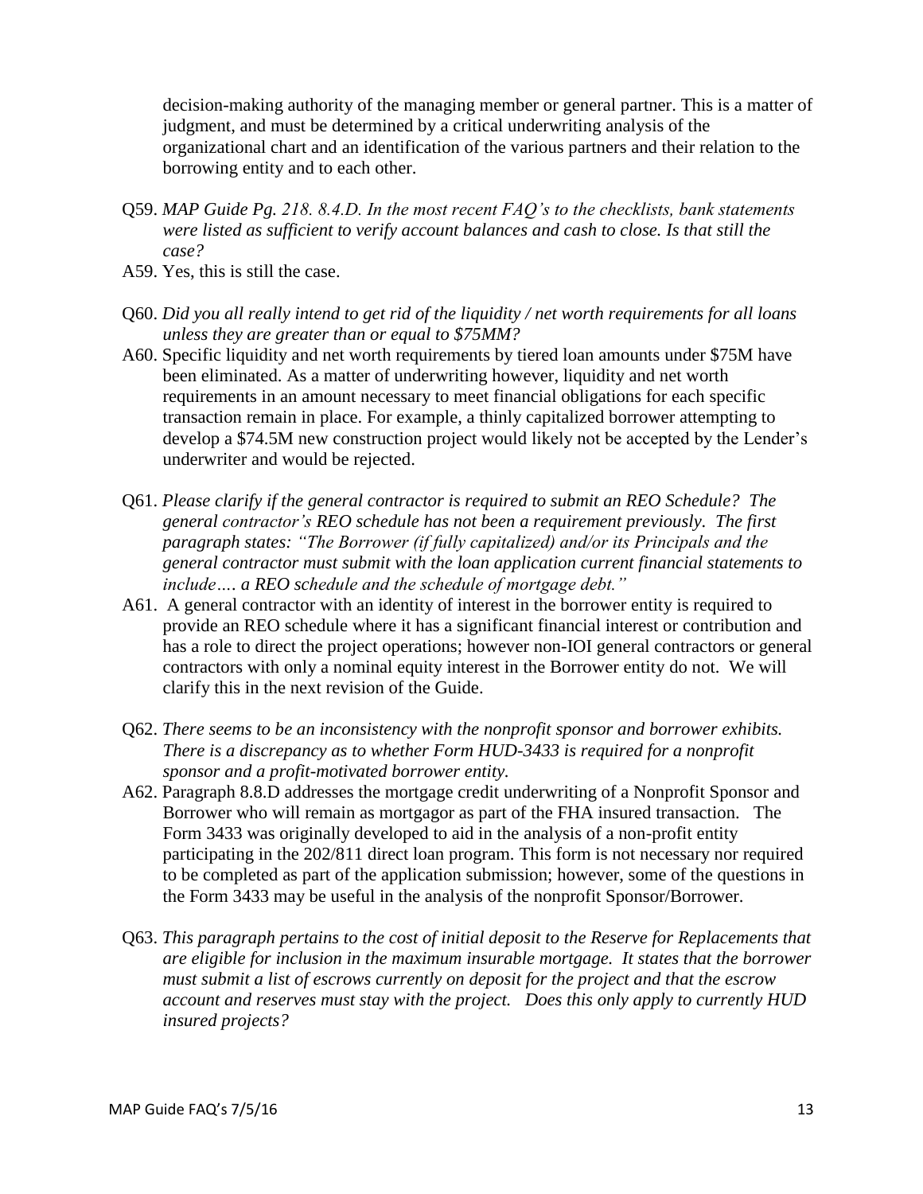decision-making authority of the managing member or general partner. This is a matter of judgment, and must be determined by a critical underwriting analysis of the organizational chart and an identification of the various partners and their relation to the borrowing entity and to each other.

Q59. *MAP Guide Pg. 218. 8.4.D. In the most recent FAQ's to the checklists, bank statements were listed as sufficient to verify account balances and cash to close. Is that still the case?*

A59. Yes, this is still the case.

Q60. *Did you all really intend to get rid of the liquidity / net worth requirements for all loans unless they are greater than or equal to $75MM?*

A60. Specific liquidity and net worth requirements by tiered loan amounts under $75M have been eliminated. As a matter of underwriting however, liquidity and net worth requirements in an amount necessary to meet financial obligations for each specific transaction remain in place. For example, a thinly capitalized borrower attempting to develop a $74.5M new construction project would likely not be accepted by the Lender's underwriter and would be rejected.

Q61. *Please clarify if the general contractor is required to submit an REO Schedule? The general contractor's REO schedule has not been a requirement previously. The first paragraph states: "The Borrower (if fully capitalized) and/or its Principals and the general contractor must submit with the loan application current financial statements to include…. a REO schedule and the schedule of mortgage debt."*

A61. A general contractor with an identity of interest in the borrower entity is required to provide an REO schedule where it has a significant financial interest or contribution and has a role to direct the project operations; however non-IOI general contractors or general contractors with only a nominal equity interest in the Borrower entity do not. We will clarify this in the next revision of the Guide.

Q62. *There seems to be an inconsistency with the nonprofit sponsor and borrower exhibits. There is a discrepancy as to whether Form HUD-3433 is required for a nonprofit sponsor and a profit-motivated borrower entity.*

A62. Paragraph 8.8.D addresses the mortgage credit underwriting of a Nonprofit Sponsor and Borrower who will remain as mortgagor as part of the FHA insured transaction. The Form 3433 was originally developed to aid in the analysis of a non-profit entity participating in the 202/811 direct loan program. This form is not necessary nor required to be completed as part of the application submission; however, some of the questions in the Form 3433 may be useful in the analysis of the nonprofit Sponsor/Borrower.

Q63. *This paragraph pertains to the cost of initial deposit to the Reserve for Replacements that are eligible for inclusion in the maximum insurable mortgage. It states that the borrower must submit a list of escrows currently on deposit for the project and that the escrow account and reserves must stay with the project. Does this only apply to currently HUD insured projects?*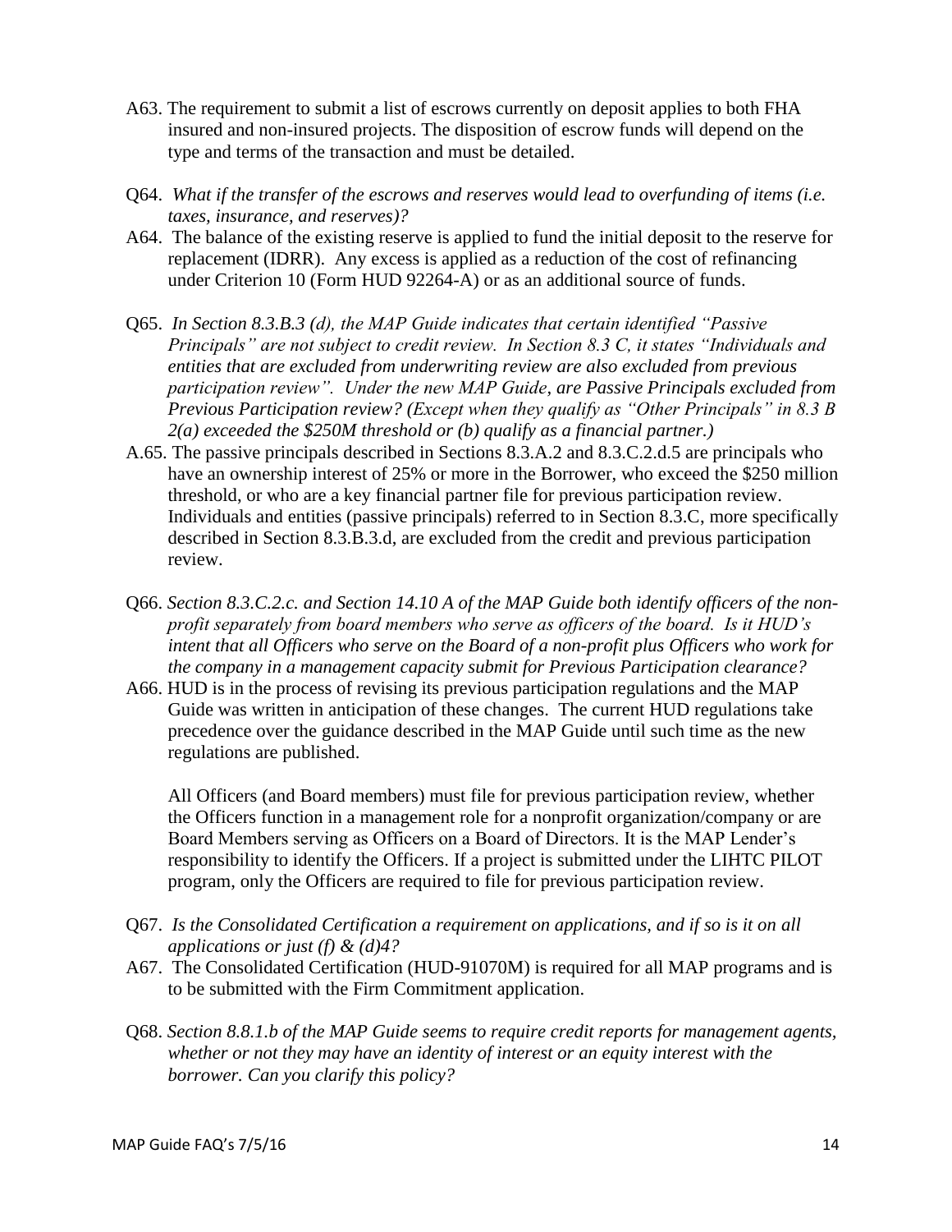A63. The requirement to submit a list of escrows currently on deposit applies to both FHA insured and non-insured projects. The disposition of escrow funds will depend on the type and terms of the transaction and must be detailed.

Q64. *What if the transfer of the escrows and reserves would lead to overfunding of items (i.e. taxes, insurance, and reserves)?*

A64. The balance of the existing reserve is applied to fund the initial deposit to the reserve for replacement (IDRR). Any excess is applied as a reduction of the cost of refinancing under Criterion 10 (Form HUD 92264-A) or as an additional source of funds.

Q65. *In Section 8.3.B.3 (d), the MAP Guide indicates that certain identified "Passive Principals" are not subject to credit review. In Section 8.3 C, it states "Individuals and entities that are excluded from underwriting review are also excluded from previous participation review". Under the new MAP Guide, are Passive Principals excluded from Previous Participation review? (Except when they qualify as "Other Principals" in 8.3 B 2(a) exceeded the $250M threshold or (b) qualify as a financial partner.)*

A.65. The passive principals described in Sections 8.3.A.2 and 8.3.C.2.d.5 are principals who have an ownership interest of 25% or more in the Borrower, who exceed the $250 million threshold, or who are a key financial partner file for previous participation review. Individuals and entities (passive principals) referred to in Section 8.3.C, more specifically described in Section 8.3.B.3.d, are excluded from the credit and previous participation review.

Q66. *Section 8.3.C.2.c. and Section 14.10 A of the MAP Guide both identify officers of the non-profit separately from board members who serve as officers of the board. Is it HUD's intent that all Officers who serve on the Board of a non-profit plus Officers who work for the company in a management capacity submit for Previous Participation clearance?*

A66. HUD is in the process of revising its previous participation regulations and the MAP Guide was written in anticipation of these changes. The current HUD regulations take precedence over the guidance described in the MAP Guide until such time as the new regulations are published.

All Officers (and Board members) must file for previous participation review, whether the Officers function in a management role for a nonprofit organization/company or are Board Members serving as Officers on a Board of Directors. It is the MAP Lender's responsibility to identify the Officers. If a project is submitted under the LIHTC PILOT program, only the Officers are required to file for previous participation review.

Q67. *Is the Consolidated Certification a requirement on applications, and if so is it on all applications or just (f) & (d)4?*

A67. The Consolidated Certification (HUD-91070M) is required for all MAP programs and is to be submitted with the Firm Commitment application.

Q68. *Section 8.8.1.b of the MAP Guide seems to require credit reports for management agents, whether or not they may have an identity of interest or an equity interest with the borrower. Can you clarify this policy?*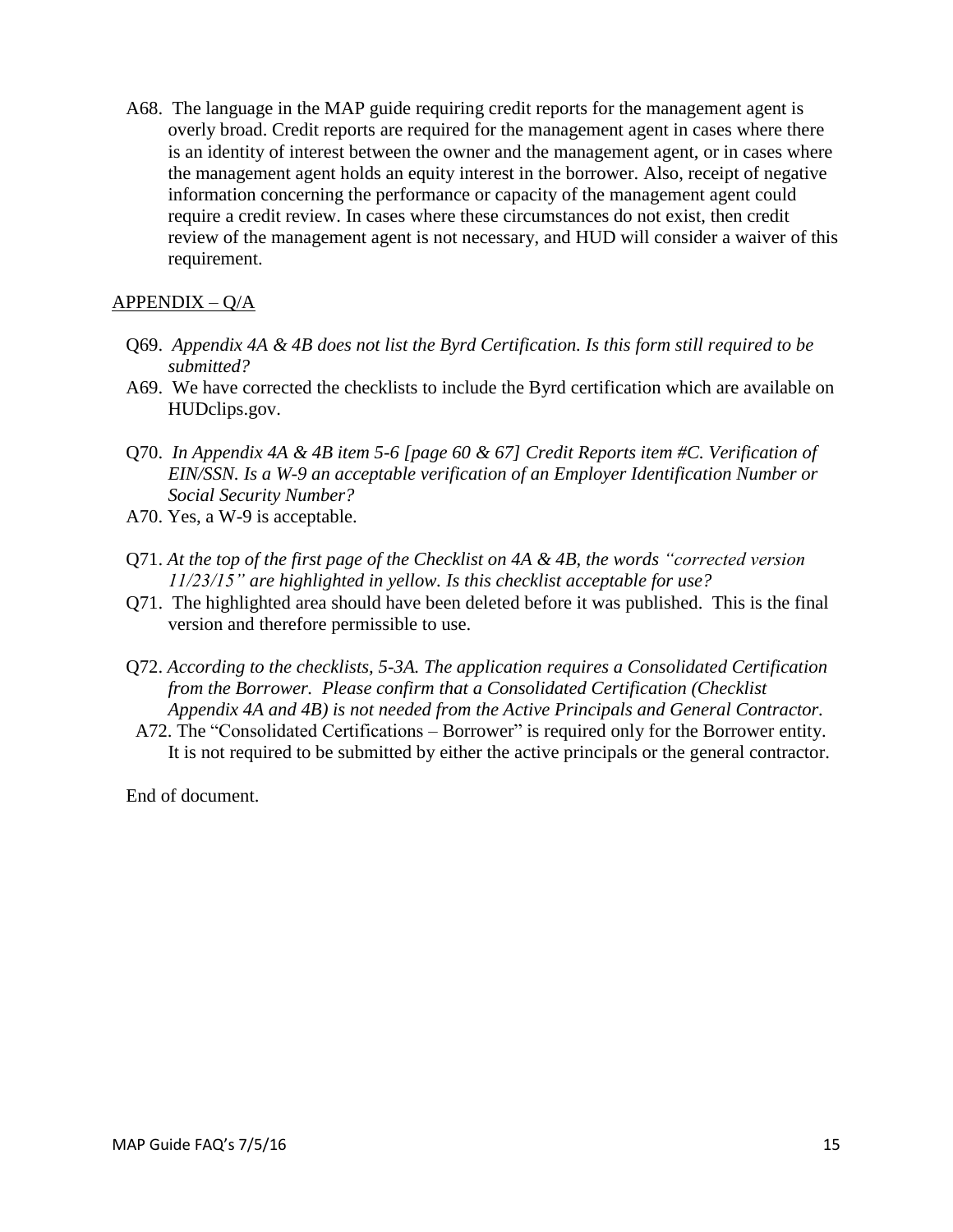A68. The language in the MAP guide requiring credit reports for the management agent is overly broad. Credit reports are required for the management agent in cases where there is an identity of interest between the owner and the management agent, or in cases where the management agent holds an equity interest in the borrower. Also, receipt of negative information concerning the performance or capacity of the management agent could require a credit review. In cases where these circumstances do not exist, then credit review of the management agent is not necessary, and HUD will consider a waiver of this requirement.

APPENDIX – Q/A

Q69. *Appendix 4A & 4B does not list the Byrd Certification. Is this form still required to be submitted?*

A69. We have corrected the checklists to include the Byrd certification which are available on HUDclips.gov.

Q70. *In Appendix 4A & 4B item 5-6 [page 60 & 67] Credit Reports item #C. Verification of EIN/SSN. Is a W-9 an acceptable verification of an Employer Identification Number or Social Security Number?*

A70. Yes, a W-9 is acceptable.

Q71. *At the top of the first page of the Checklist on 4A & 4B, the words "corrected version 11/23/15" are highlighted in yellow. Is this checklist acceptable for use?*

Q71. The highlighted area should have been deleted before it was published. This is the final version and therefore permissible to use.

Q72. *According to the checklists, 5-3A. The application requires a Consolidated Certification from the Borrower. Please confirm that a Consolidated Certification (Checklist Appendix 4A and 4B) is not needed from the Active Principals and General Contractor.*

A72. The "Consolidated Certifications – Borrower" is required only for the Borrower entity. It is not required to be submitted by either the active principals or the general contractor.

End of document.